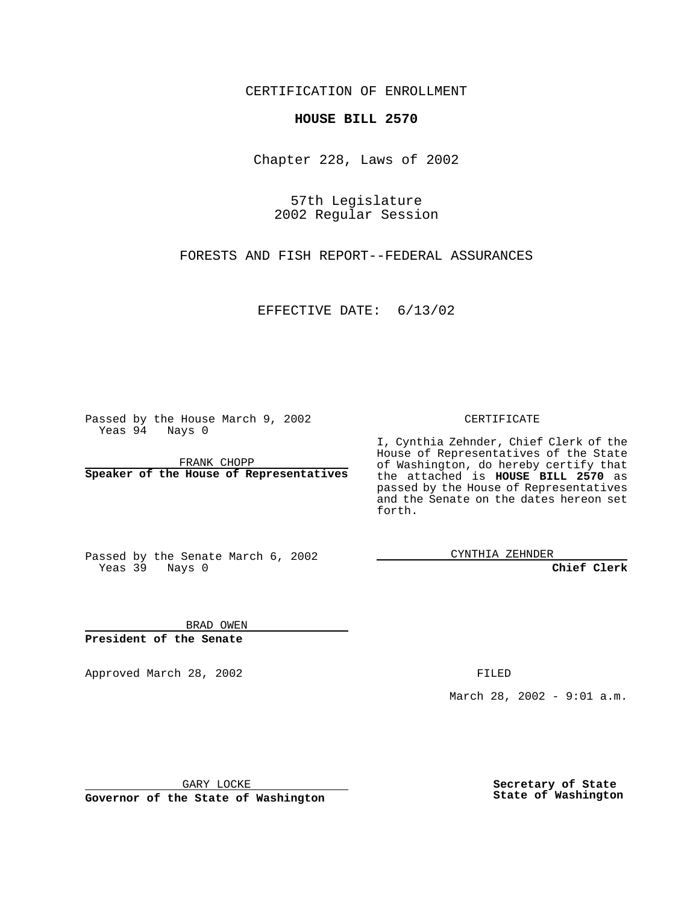CERTIFICATION OF ENROLLMENT

**HOUSE BILL 2570**

Chapter 228, Laws of 2002

57th Legislature
2002 Regular Session

FORESTS AND FISH REPORT--FEDERAL ASSURANCES

EFFECTIVE DATE: 6/13/02

Passed by the House March 9, 2002
Yeas 94 Nays 0

FRANK CHOPP

**Speaker of the House of Representatives**

Passed by the Senate March 6, 2002
Yeas 39 Nays 0

BRAD OWEN

**President of the Senate**

CERTIFICATE

I, Cynthia Zehnder, Chief Clerk of the House of Representatives of the State of Washington, do hereby certify that the attached is **HOUSE BILL 2570** as passed by the House of Representatives and the Senate on the dates hereon set forth.

CYNTHIA ZEHNDER

**Chief Clerk**

Approved March 28, 2002

FILED

March 28, 2002 - 9:01 a.m.

GARY LOCKE

**Governor of the State of Washington**

**Secretary of State**
**State of Washington**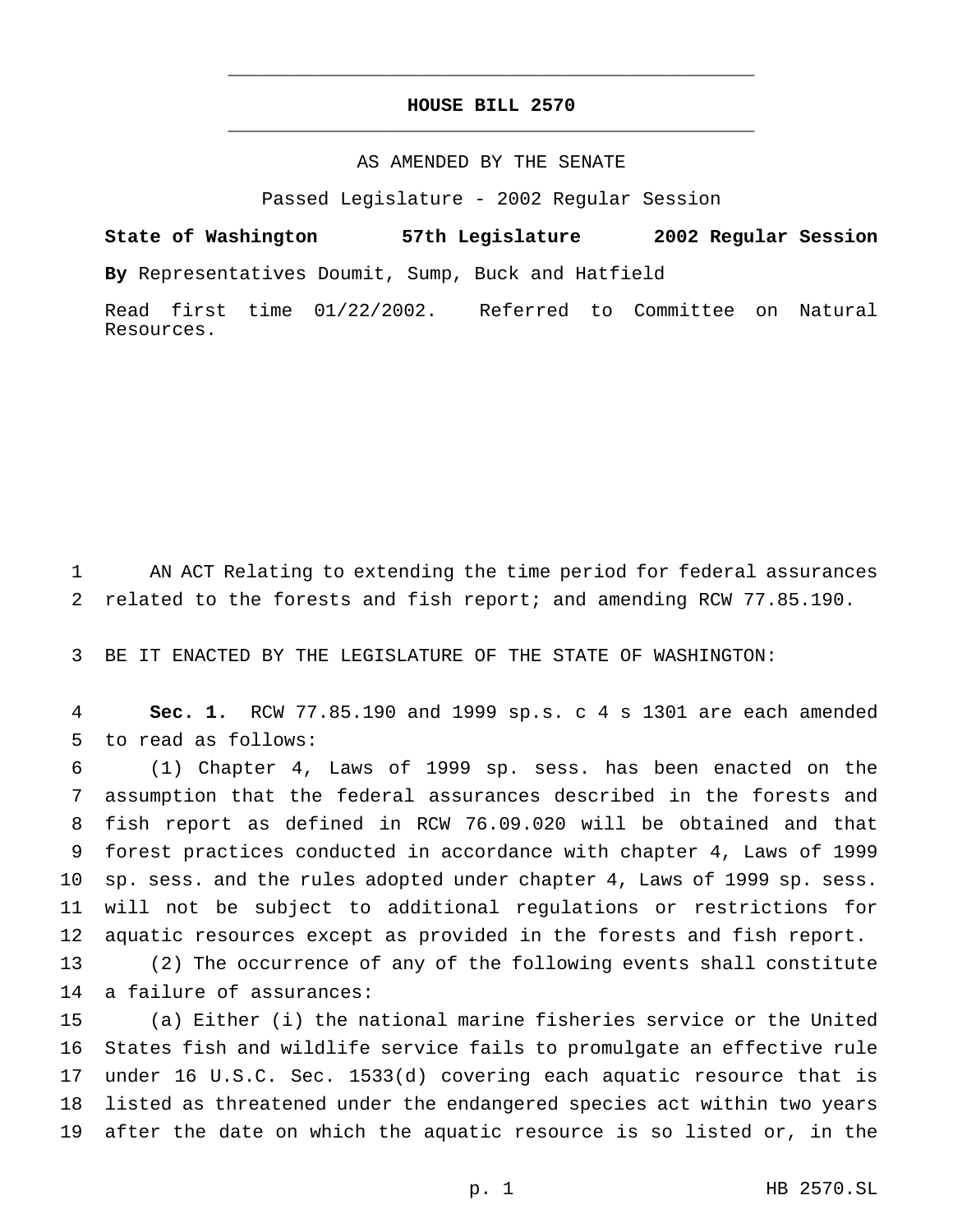# HOUSE BILL 2570

AS AMENDED BY THE SENATE

Passed Legislature - 2002 Regular Session

**State of Washington 57th Legislature 2002 Regular Session**

**By** Representatives Doumit, Sump, Buck and Hatfield

Read first time 01/22/2002. Referred to Committee on Natural Resources.

AN ACT Relating to extending the time period for federal assurances related to the forests and fish report; and amending RCW 77.85.190.

BE IT ENACTED BY THE LEGISLATURE OF THE STATE OF WASHINGTON:

**Sec. 1.** RCW 77.85.190 and 1999 sp.s. c 4 s 1301 are each amended to read as follows:

(1) Chapter 4, Laws of 1999 sp. sess. has been enacted on the assumption that the federal assurances described in the forests and fish report as defined in RCW 76.09.020 will be obtained and that forest practices conducted in accordance with chapter 4, Laws of 1999 sp. sess. and the rules adopted under chapter 4, Laws of 1999 sp. sess. will not be subject to additional regulations or restrictions for aquatic resources except as provided in the forests and fish report.

(2) The occurrence of any of the following events shall constitute a failure of assurances:

(a) Either (i) the national marine fisheries service or the United States fish and wildlife service fails to promulgate an effective rule under 16 U.S.C. Sec. 1533(d) covering each aquatic resource that is listed as threatened under the endangered species act within two years after the date on which the aquatic resource is so listed or, in the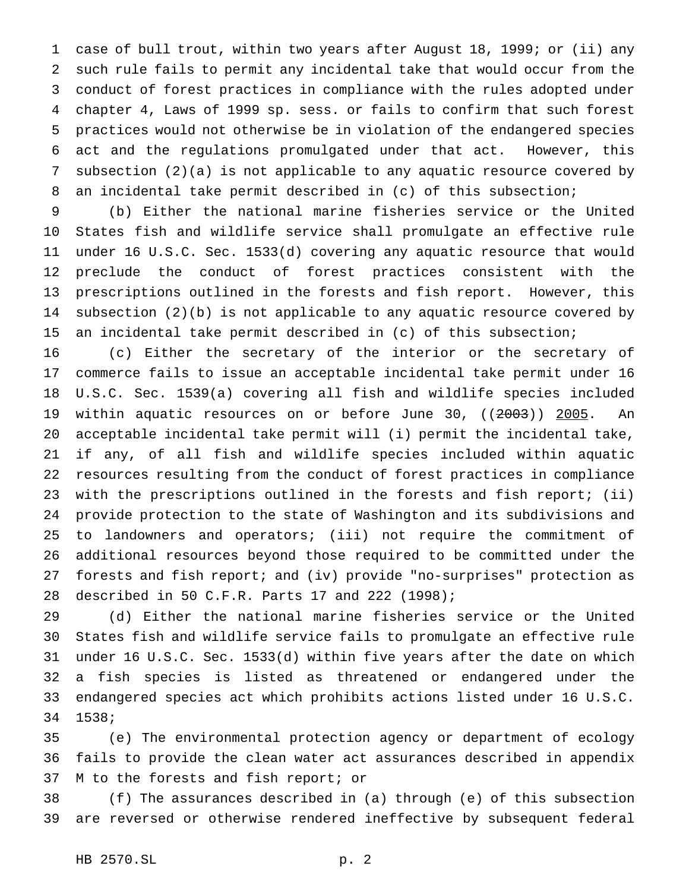case of bull trout, within two years after August 18, 1999; or (ii) any such rule fails to permit any incidental take that would occur from the conduct of forest practices in compliance with the rules adopted under chapter 4, Laws of 1999 sp. sess. or fails to confirm that such forest practices would not otherwise be in violation of the endangered species act and the regulations promulgated under that act. However, this subsection (2)(a) is not applicable to any aquatic resource covered by an incidental take permit described in (c) of this subsection;

(b) Either the national marine fisheries service or the United States fish and wildlife service shall promulgate an effective rule under 16 U.S.C. Sec. 1533(d) covering any aquatic resource that would preclude the conduct of forest practices consistent with the prescriptions outlined in the forests and fish report. However, this subsection (2)(b) is not applicable to any aquatic resource covered by an incidental take permit described in (c) of this subsection;

(c) Either the secretary of the interior or the secretary of commerce fails to issue an acceptable incidental take permit under 16 U.S.C. Sec. 1539(a) covering all fish and wildlife species included within aquatic resources on or before June 30, ((~~2003~~)) 2005. An acceptable incidental take permit will (i) permit the incidental take, if any, of all fish and wildlife species included within aquatic resources resulting from the conduct of forest practices in compliance with the prescriptions outlined in the forests and fish report; (ii) provide protection to the state of Washington and its subdivisions and to landowners and operators; (iii) not require the commitment of additional resources beyond those required to be committed under the forests and fish report; and (iv) provide "no-surprises" protection as described in 50 C.F.R. Parts 17 and 222 (1998);

(d) Either the national marine fisheries service or the United States fish and wildlife service fails to promulgate an effective rule under 16 U.S.C. Sec. 1533(d) within five years after the date on which a fish species is listed as threatened or endangered under the endangered species act which prohibits actions listed under 16 U.S.C. 1538;

(e) The environmental protection agency or department of ecology fails to provide the clean water act assurances described in appendix M to the forests and fish report; or

(f) The assurances described in (a) through (e) of this subsection are reversed or otherwise rendered ineffective by subsequent federal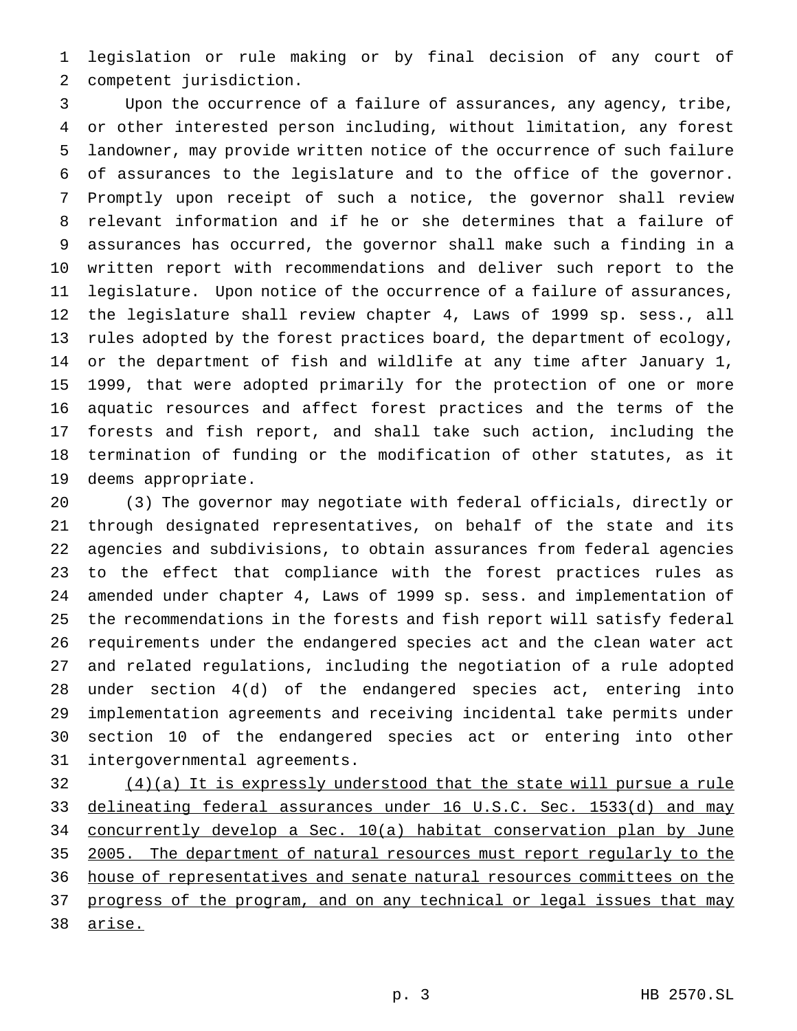legislation or rule making or by final decision of any court of competent jurisdiction.

Upon the occurrence of a failure of assurances, any agency, tribe, or other interested person including, without limitation, any forest landowner, may provide written notice of the occurrence of such failure of assurances to the legislature and to the office of the governor. Promptly upon receipt of such a notice, the governor shall review relevant information and if he or she determines that a failure of assurances has occurred, the governor shall make such a finding in a written report with recommendations and deliver such report to the legislature. Upon notice of the occurrence of a failure of assurances, the legislature shall review chapter 4, Laws of 1999 sp. sess., all rules adopted by the forest practices board, the department of ecology, or the department of fish and wildlife at any time after January 1, 1999, that were adopted primarily for the protection of one or more aquatic resources and affect forest practices and the terms of the forests and fish report, and shall take such action, including the termination of funding or the modification of other statutes, as it deems appropriate.

(3) The governor may negotiate with federal officials, directly or through designated representatives, on behalf of the state and its agencies and subdivisions, to obtain assurances from federal agencies to the effect that compliance with the forest practices rules as amended under chapter 4, Laws of 1999 sp. sess. and implementation of the recommendations in the forests and fish report will satisfy federal requirements under the endangered species act and the clean water act and related regulations, including the negotiation of a rule adopted under section 4(d) of the endangered species act, entering into implementation agreements and receiving incidental take permits under section 10 of the endangered species act or entering into other intergovernmental agreements.

<u>(4)(a) It is expressly understood that the state will pursue a rule delineating federal assurances under 16 U.S.C. Sec. 1533(d) and may concurrently develop a Sec. 10(a) habitat conservation plan by June 2005. The department of natural resources must report regularly to the house of representatives and senate natural resources committees on the progress of the program, and on any technical or legal issues that may arise.</u>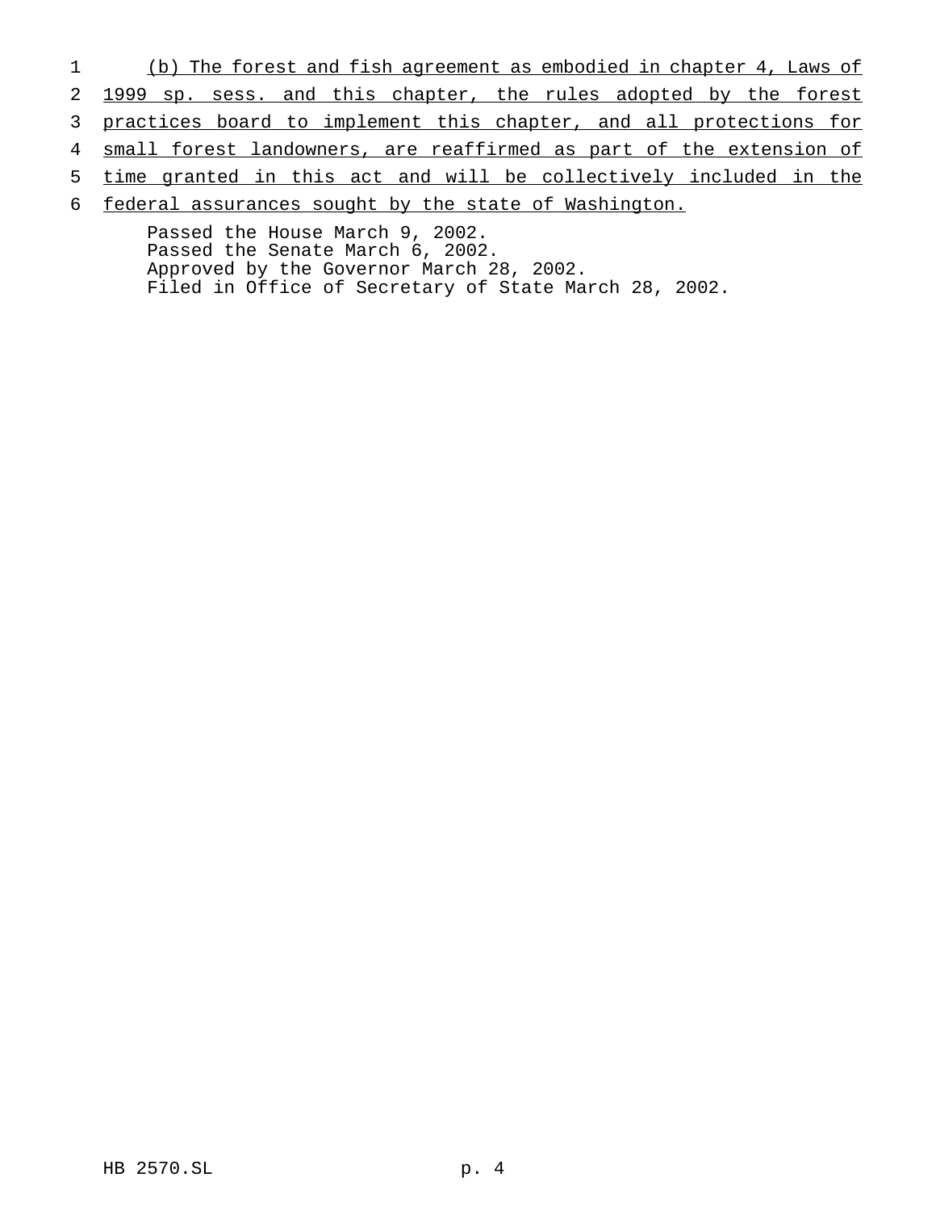(b) The forest and fish agreement as embodied in chapter 4, Laws of 1999 sp. sess. and this chapter, the rules adopted by the forest practices board to implement this chapter, and all protections for small forest landowners, are reaffirmed as part of the extension of time granted in this act and will be collectively included in the federal assurances sought by the state of Washington.

Passed the House March 9, 2002.
Passed the Senate March 6, 2002.
Approved by the Governor March 28, 2002.
Filed in Office of Secretary of State March 28, 2002.